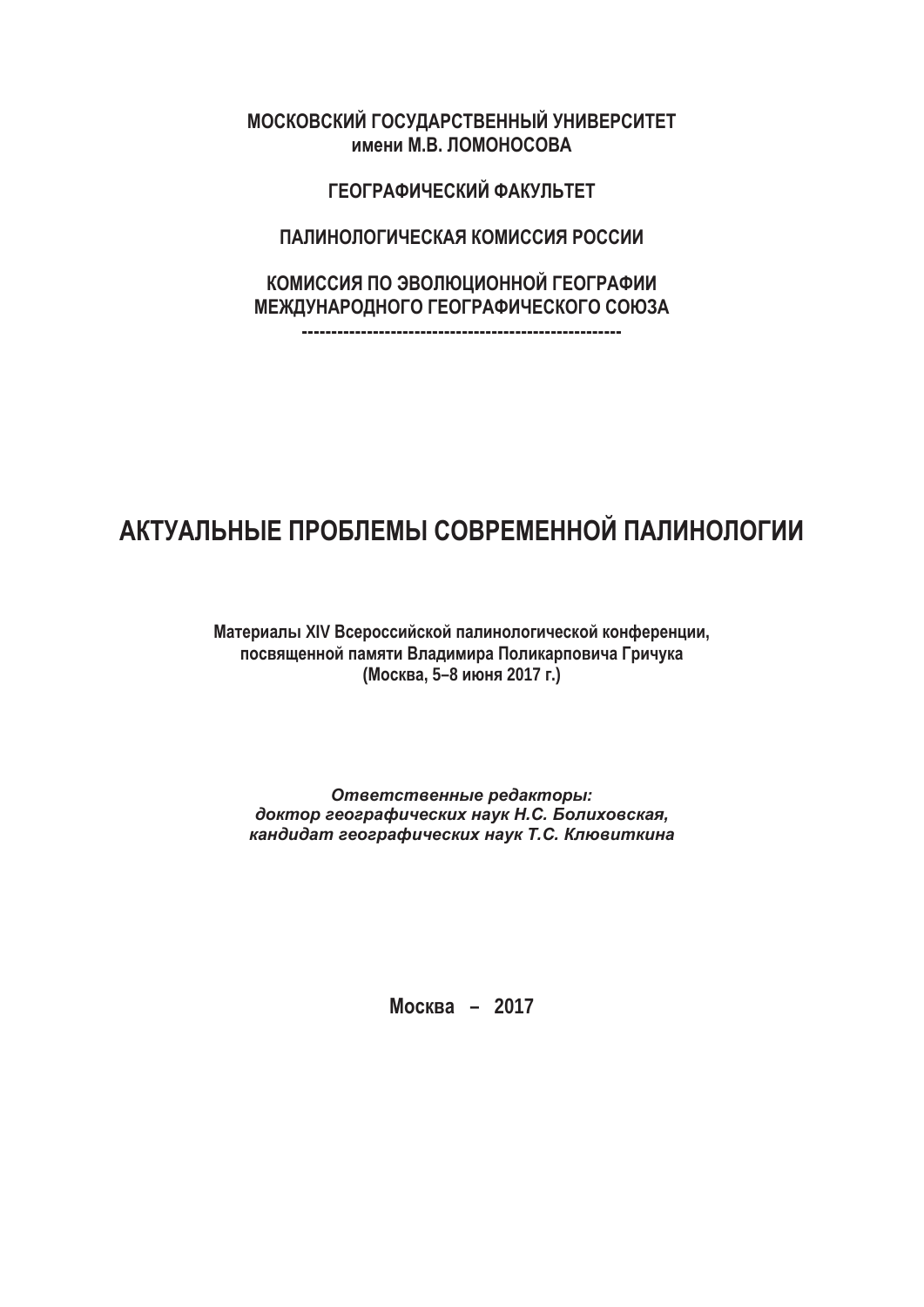**МОСКОВСКИЙ ГОСУДАРСТВЕННЫЙ УНИВЕРСИТЕТ**
**имени М.В. ЛОМОНОСОВА**

**ГЕОГРАФИЧЕСКИЙ ФАКУЛЬТЕТ**

**ПАЛИНОЛОГИЧЕСКАЯ КОМИССИЯ РОССИИ**

**КОМИССИЯ ПО ЭВОЛЮЦИОННОЙ ГЕОГРАФИИ**
**МЕЖДУНАРОДНОГО ГЕОГРАФИЧЕСКОГО СОЮЗА**

-----------------------------------------------------

# АКТУАЛЬНЫЕ ПРОБЛЕМЫ СОВРЕМЕННОЙ ПАЛИНОЛОГИИ

**Материалы XIV Всероссийской палинологической конференции,**
**посвященной памяти Владимира Поликарповича Гричука**
**(Москва, 5–8 июня 2017 г.)**

***Ответственные редакторы:***
***доктор географических наук Н.С. Болиховская,***
***кандидат географических наук Т.С. Клювиткина***

**Москва – 2017**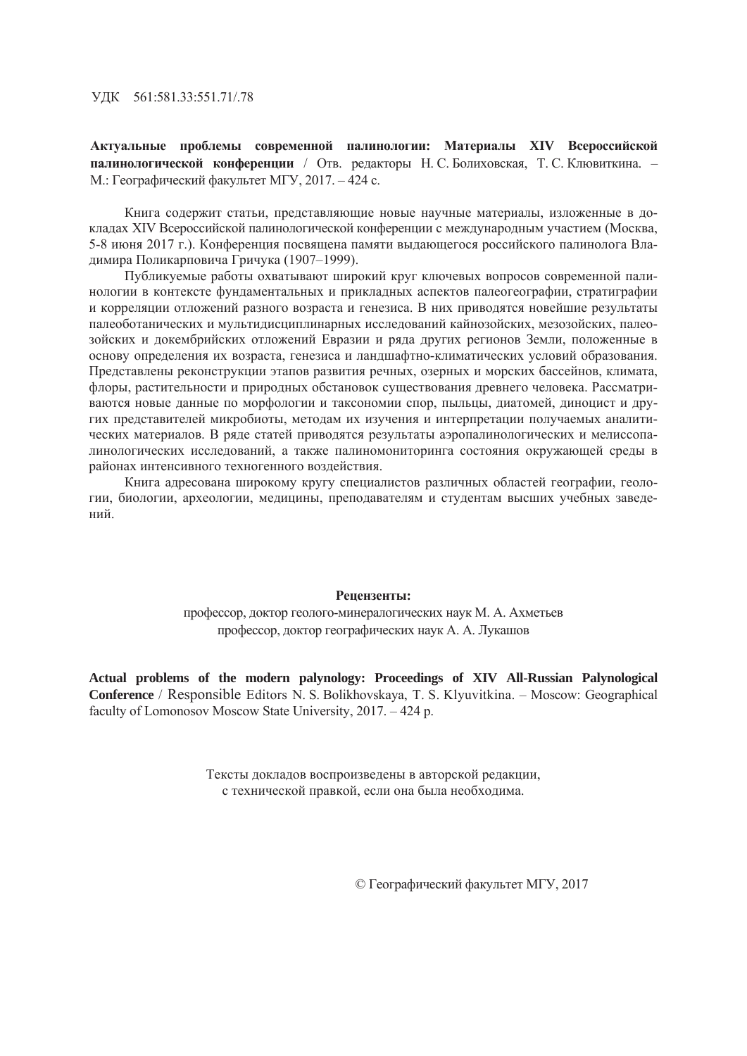УДК 561:581.33:551.71/.78

**Актуальные проблемы современной палинологии: Материалы XIV Всероссийской палинологической конференции** / Отв. редакторы Н. С. Болиховская, Т. С. Клювиткина. – М.: Географический факультет МГУ, 2017. – 424 с.

Книга содержит статьи, представляющие новые научные материалы, изложенные в докладах XIV Всероссийской палинологической конференции с международным участием (Москва, 5-8 июня 2017 г.). Конференция посвящена памяти выдающегося российского палинолога Владимира Поликарповича Гричука (1907–1999).

Публикуемые работы охватывают широкий круг ключевых вопросов современной палинологии в контексте фундаментальных и прикладных аспектов палеогеографии, стратиграфии и корреляции отложений разного возраста и генезиса. В них приводятся новейшие результаты палеоботанических и мультидисциплинарных исследований кайнозойских, мезозойских, палеозойских и докембрийских отложений Евразии и ряда других регионов Земли, положенные в основу определения их возраста, генезиса и ландшафтно-климатических условий образования. Представлены реконструкции этапов развития речных, озерных и морских бассейнов, климата, флоры, растительности и природных обстановок существования древнего человека. Рассматриваются новые данные по морфологии и таксономии спор, пыльцы, диатомей, диноцист и других представителей микробиоты, методам их изучения и интерпретации получаемых аналитических материалов. В ряде статей приводятся результаты аэропалинологических и мелиссопалинологических исследований, а также палиномониторинга состояния окружающей среды в районах интенсивного техногенного воздействия.

Книга адресована широкому кругу специалистов различных областей географии, геологии, биологии, археологии, медицины, преподавателям и студентам высших учебных заведений.

**Рецензенты:**

профессор, доктор геолого-минералогических наук М. А. Ахметьев

профессор, доктор географических наук А. А. Лукашов

**Actual problems of the modern palynology: Proceedings of XIV All-Russian Palynological Conference** / Responsible Editors N. S. Bolikhovskaya, T. S. Klyuvitkina. – Moscow: Geographical faculty of Lomonosov Moscow State University, 2017. – 424 p.

Тексты докладов воспроизведены в авторской редакции, с технической правкой, если она была необходима.

© Географический факультет МГУ, 2017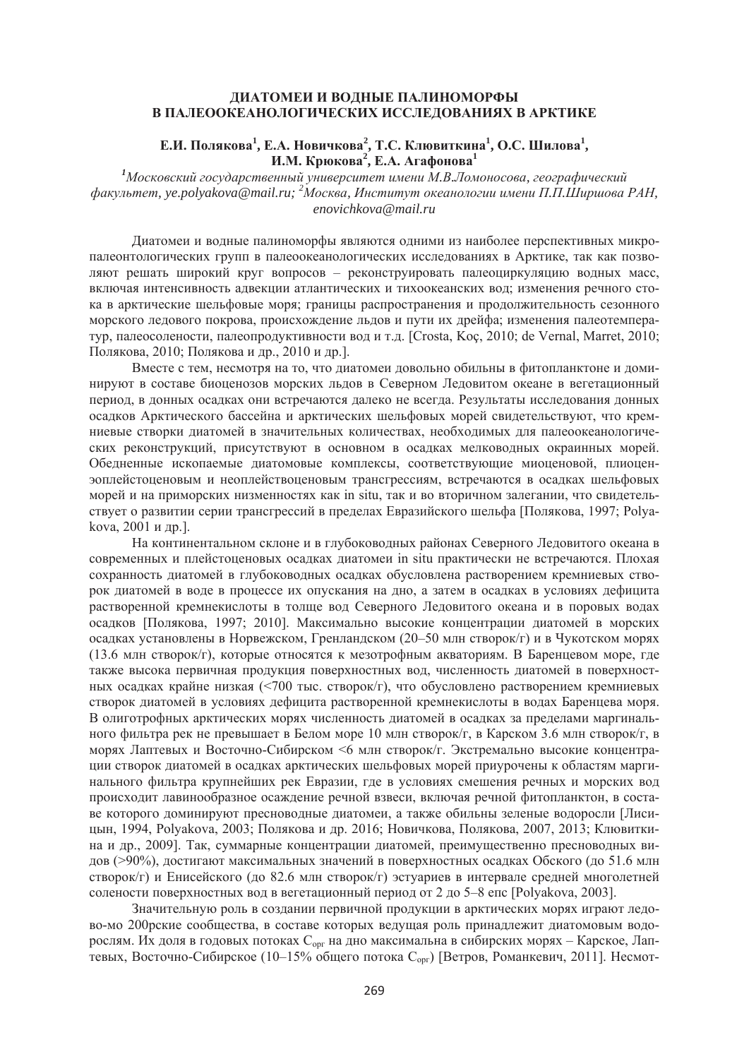**ДИАТОМЕИ И ВОДНЫЕ ПАЛИНОМОРФЫ
В ПАЛЕООКЕАНОЛОГИЧЕСКИХ ИССЛЕДОВАНИЯХ В АРКТИКЕ**

**Е.И. Полякова[1], Е.А. Новичкова[2], Т.С. Клювиткина[1], О.С. Шилова[1], И.М. Крюкова[2], Е.А. Агафонова[1]**

*[1]Московский государственный университет имени М.В.Ломоносова, географический факультет, ye.polyakova@mail.ru; [2]Москва, Институт океанологии имени П.П.Ширшова РАН, enovichkova@mail.ru*

Диатомеи и водные палиноморфы являются одними из наиболее перспективных микропалеонтологических групп в палеоокеанологических исследованиях в Арктике, так как позволяют решать широкий круг вопросов – реконструировать палеоциркуляцию водных масс, включая интенсивность адвекции атлантических и тихоокеанских вод; изменения речного стока в арктические шельфовые моря; границы распространения и продолжительность сезонного морского ледового покрова, происхождение льдов и пути их дрейфа; изменения палеотемператур, палеосолености, палеопродуктивности вод и т.д. [Crosta, Koç, 2010; de Vernal, Marret, 2010; Полякова, 2010; Полякова и др., 2010 и др.].

Вместе с тем, несмотря на то, что диатомеи довольно обильны в фитопланктоне и доминируют в составе биоценозов морских льдов в Северном Ледовитом океане в вегетационный период, в донных осадках они встречаются далеко не всегда. Результаты исследования донных осадков Арктического бассейна и арктических шельфовых морей свидетельствуют, что кремниевые створки диатомей в значительных количествах, необходимых для палеоокеанологических реконструкций, присутствуют в основном в осадках мелководных окраинных морей. Обедненные ископаемые диатомовые комплексы, соответствующие миоценовой, плиоцен-эоплейстоценовым и неоплейстоценовым трансгрессиям, встречаются в осадках шельфовых морей и на приморских низменностях как in situ, так и во вторичном залегании, что свидетельствует о развитии серии трансгрессий в пределах Евразийского шельфа [Полякова, 1997; Polyakova, 2001 и др.].

На континентальном склоне и в глубоководных районах Северного Ледовитого океана в современных и плейстоценовых осадках диатомеи in situ практически не встречаются. Плохая сохранность диатомей в глубоководных осадках обусловлена растворением кремниевых створок диатомей в воде в процессе их опускания на дно, а затем в осадках в условиях дефицита растворенной кремнекислоты в толще вод Северного Ледовитого океана и в поровых водах осадков [Полякова, 1997; 2010]. Максимально высокие концентрации диатомей в морских осадках установлены в Норвежском, Гренландском (20–50 млн створок/г) и в Чукотском морях (13.6 млн створок/г), которые относятся к мезотрофным акваториям. В Баренцевом море, где также высока первичная продукция поверхностных вод, численность диатомей в поверхностных осадках крайне низкая (<700 тыс. створок/г), что обусловлено растворением кремниевых створок диатомей в условиях дефицита растворенной кремнекислоты в водах Баренцева моря. В олиготрофных арктических морях численность диатомей в осадках за пределами маргинального фильтра рек не превышает в Белом море 10 млн створок/г, в Карском 3.6 млн створок/г, в морях Лаптевых и Восточно-Сибирском <6 млн створок/г. Экстремально высокие концентрации створок диатомей в осадках арктических шельфовых морей приурочены к областям маргинального фильтра крупнейших рек Евразии, где в условиях смешения речных и морских вод происходит лавинообразное осаждение речной взвеси, включая речной фитопланктон, в составе которого доминируют пресноводные диатомеи, а также обильны зеленые водоросли [Лисицын, 1994, Polyakova, 2003; Полякова и др. 2016; Новичкова, Полякова, 2007, 2013; Клювиткина и др., 2009]. Так, суммарные концентрации диатомей, преимущественно пресноводных видов (>90%), достигают максимальных значений в поверхностных осадках Обского (до 51.6 млн створок/г) и Енисейского (до 82.6 млн створок/г) эстуариев в интервале средней многолетней солености поверхностных вод в вегетационный период от 2 до 5–8 епс [Polyakova, 2003].

Значительную роль в создании первичной продукции в арктических морях играют ледово-мо 200рские сообщества, в составе которых ведущая роль принадлежит диатомовым водорослям. Их доля в годовых потоках $C_{орг}$ на дно максимальна в сибирских морях – Карское, Лаптевых, Восточно-Сибирское (10–15% общего потока $C_{орг}$) [Ветров, Романкевич, 2011]. Несмот-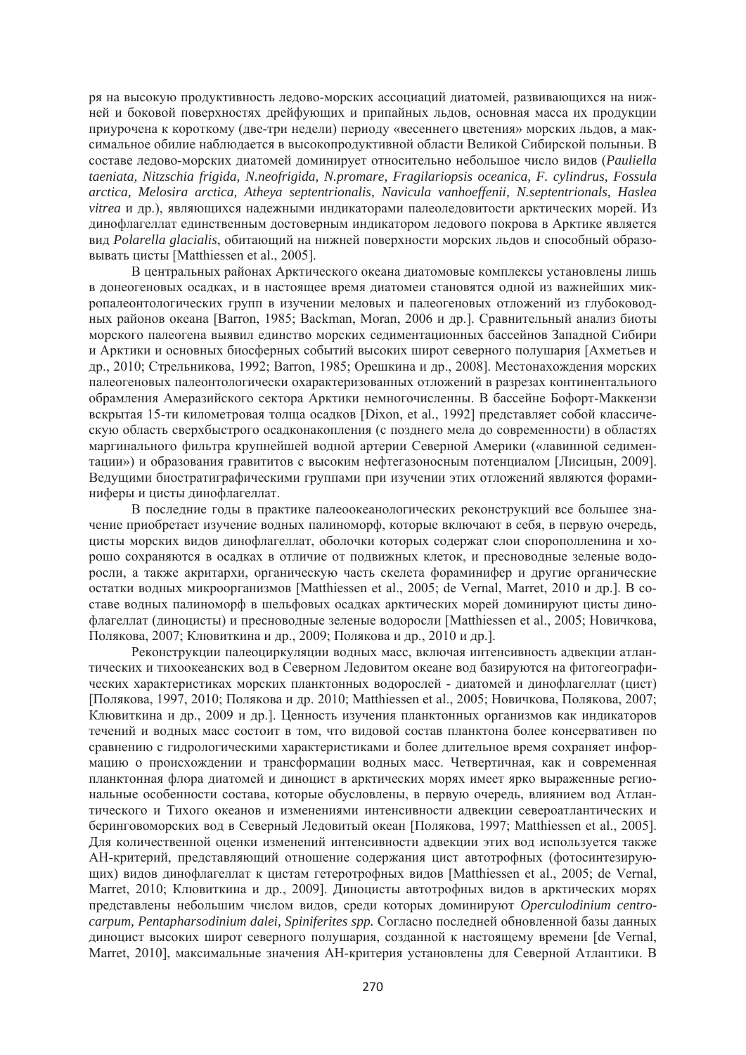ря на высокую продуктивность ледово-морских ассоциаций диатомей, развивающихся на нижней и боковой поверхностях дрейфующих и припайных льдов, основная масса их продукции приурочена к короткому (две-три недели) периоду «весеннего цветения» морских льдов, а максимальное обилие наблюдается в высокопродуктивной области Великой Сибирской полыньи. В составе ледово-морских диатомей доминирует относительно небольшое число видов (*Pauliella taeniata, Nitzschia frigida, N.neofrigida, N.promare, Fragilariopsis oceanica, F. cylindrus, Fossula arctica, Melosira arctica, Atheya septentrionalis, Navicula vanhoeffenii, N.septentrionals, Haslea vitrea* и др.), являющихся надежными индикаторами палеоледовитости арктических морей. Из динофлагеллат единственным достоверным индикатором ледового покрова в Арктике является вид *Polarella glacialis*, обитающий на нижней поверхности морских льдов и способный образовывать цисты [Matthiessen et al., 2005].

В центральных районах Арктического океана диатомовые комплексы установлены лишь в донеогеновых осадках, и в настоящее время диатомеи становятся одной из важнейших микропалеонтологических групп в изучении меловых и палеогеновых отложений из глубоководных районов океана [Barron, 1985; Backman, Moran, 2006 и др.]. Сравнительный анализ биоты морского палеогена выявил единство морских седиментационных бассейнов Западной Сибири и Арктики и основных биосферных событий высоких широт северного полушария [Ахметьев и др., 2010; Стрельникова, 1992; Barron, 1985; Орешкина и др., 2008]. Местонахождения морских палеогеновых палеонтологически охарактеризованных отложений в разрезах континентального обрамления Амеразийского сектора Арктики немногочисленны. В бассейне Бофорт-Маккензи вскрытая 15-ти километровая толща осадков [Dixon, et al., 1992] представляет собой классическую область сверхбыстрого осадконакопления (с позднего мела до современности) в областях маргинального фильтра крупнейшей водной артерии Северной Америки («лавинной седиментации») и образования гравититов с высоким нефтегазоносным потенциалом [Лисицын, 2009]. Ведущими биостратиграфическими группами при изучении этих отложений являются фораминиферы и цисты динофлагеллат.

В последние годы в практике палеоокеанологических реконструкций все большее значение приобретает изучение водных палиноморф, которые включают в себя, в первую очередь, цисты морских видов динофлагеллат, оболочки которых содержат слои спорополленина и хорошо сохраняются в осадках в отличие от подвижных клеток, и пресноводные зеленые водоросли, а также акритархи, органическую часть скелета фораминифер и другие органические остатки водных микроорганизмов [Matthiessen et al., 2005; de Vernal, Marret, 2010 и др.]. В составе водных палиноморф в шельфовых осадках арктических морей доминируют цисты динофлагеллат (диноцисты) и пресноводные зеленые водоросли [Matthiessen et al., 2005; Новичкова, Полякова, 2007; Клювиткина и др., 2009; Полякова и др., 2010 и др.].

Реконструкции палеоциркуляции водных масс, включая интенсивность адвекции атлантических и тихоокеанских вод в Северном Ледовитом океане вод базируются на фитогеографических характеристиках морских планктонных водорослей - диатомей и динофлагеллат (цист) [Полякова, 1997, 2010; Полякова и др. 2010; Matthiessen et al., 2005; Новичкова, Полякова, 2007; Клювиткина и др., 2009 и др.]. Ценность изучения планктонных организмов как индикаторов течений и водных масс состоит в том, что видовой состав планктона более консервативен по сравнению с гидрологическими характеристиками и более длительное время сохраняет информацию о происхождении и трансформации водных масс. Четвертичная, как и современная планктонная флора диатомей и диноцист в арктических морях имеет ярко выраженные региональные особенности состава, которые обусловлены, в первую очередь, влиянием вод Атлантического и Тихого океанов и изменениями интенсивности адвекции североатлантических и беринговоморских вод в Северный Ледовитый океан [Полякова, 1997; Matthiessen et al., 2005]. Для количественной оценки изменений интенсивности адвекции этих вод используется также АН-критерий, представляющий отношение содержания цист автотрофных (фотосинтезирующих) видов динофлагеллат к цистам гетеротрофных видов [Matthiessen et al., 2005; de Vernal, Marret, 2010; Клювиткина и др., 2009]. Диноцисты автотрофных видов в арктических морях представлены небольшим числом видов, среди которых доминируют *Operculodinium centrocarpum, Pentapharsodinium dalei, Spiniferites spp.* Согласно последней обновленной базы данных диноцист высоких широт северного полушария, созданной к настоящему времени [de Vernal, Marret, 2010], максимальные значения АН-критерия установлены для Северной Атлантики. В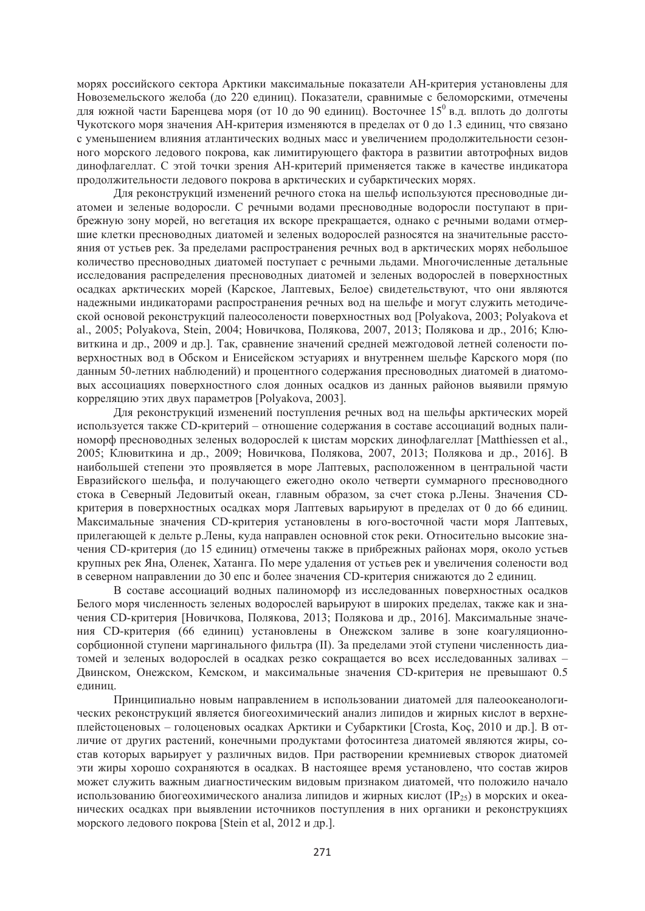морях российского сектора Арктики максимальные показатели АН-критерия установлены для Новоземельского желоба (до 220 единиц). Показатели, сравнимые с беломорскими, отмечены для южной части Баренцева моря (от 10 до 90 единиц). Восточнее $15^0$ в.д. вплоть до долготы Чукотского моря значения АН-критерия изменяются в пределах от 0 до 1.3 единиц, что связано с уменьшением влияния атлантических водных масс и увеличением продолжительности сезонного морского ледового покрова, как лимитирующего фактора в развитии автотрофных видов динофлагеллат. С этой точки зрения АН-критерий применяется также в качестве индикатора продолжительности ледового покрова в арктических и субарктических морях.

Для реконструкций изменений речного стока на шельф используются пресноводные диатомеи и зеленые водоросли. С речными водами пресноводные водоросли поступают в прибрежную зону морей, но вегетация их вскоре прекращается, однако с речными водами отмершие клетки пресноводных диатомей и зеленых водорослей разносятся на значительные расстояния от устьев рек. За пределами распространения речных вод в арктических морях небольшое количество пресноводных диатомей поступает с речными льдами. Многочисленные детальные исследования распределения пресноводных диатомей и зеленых водорослей в поверхностных осадках арктических морей (Карское, Лаптевых, Белое) свидетельствуют, что они являются надежными индикаторами распространения речных вод на шельфе и могут служить методической основой реконструкций палеосолености поверхностных вод [Polyakova, 2003; Polyakova et al., 2005; Polyakova, Stein, 2004; Новичкова, Полякова, 2007, 2013; Полякова и др., 2016; Клювиткина и др., 2009 и др.]. Так, сравнение значений средней межгодовой летней солености поверхностных вод в Обском и Енисейском эстуариях и внутреннем шельфе Карского моря (по данным 50-летних наблюдений) и процентного содержания пресноводных диатомей в диатомовых ассоциациях поверхностного слоя донных осадков из данных районов выявили прямую корреляцию этих двух параметров [Polyakova, 2003].

Для реконструкций изменений поступления речных вод на шельфы арктических морей используется также CD-критерий – отношение содержания в составе ассоциаций водных палиноморф пресноводных зеленых водорослей к цистам морских динофлагеллат [Matthiessen et al., 2005; Клювиткина и др., 2009; Новичкова, Полякова, 2007, 2013; Полякова и др., 2016]. В наибольшей степени это проявляется в море Лаптевых, расположенном в центральной части Евразийского шельфа, и получающего ежегодно около четверти суммарного пресноводного стока в Северный Ледовитый океан, главным образом, за счет стока р.Лены. Значения CD-критерия в поверхностных осадках моря Лаптевых варьируют в пределах от 0 до 66 единиц. Максимальные значения CD-критерия установлены в юго-восточной части моря Лаптевых, прилегающей к дельте р.Лены, куда направлен основной сток реки. Относительно высокие значения CD-критерия (до 15 единиц) отмечены также в прибрежных районах моря, около устьев крупных рек Яна, Оленек, Хатанга. По мере удаления от устьев рек и увеличения солености вод в северном направлении до 30 епс и более значения CD-критерия снижаются до 2 единиц.

В составе ассоциаций водных палиноморф из исследованных поверхностных осадков Белого моря численность зеленых водорослей варьируют в широких пределах, также как и значения CD-критерия [Новичкова, Полякова, 2013; Полякова и др., 2016]. Максимальные значения CD-критерия (66 единиц) установлены в Онежском заливе в зоне коагуляционно-сорбционной ступени маргинального фильтра (II). За пределами этой ступени численность диатомей и зеленых водорослей в осадках резко сокращается во всех исследованных заливах – Двинском, Онежском, Кемском, и максимальные значения CD-критерия не превышают 0.5 единиц.

Принципиально новым направлением в использовании диатомей для палеоокеанологических реконструкций является биогеохимический анализ липидов и жирных кислот в верхнеплейстоценовых – голоценовых осадках Арктики и Субарктики [Crosta, Koç, 2010 и др.]. В отличие от других растений, конечными продуктами фотосинтеза диатомей являются жиры, состав которых варьирует у различных видов. При растворении кремниевых створок диатомей эти жиры хорошо сохраняются в осадках. В настоящее время установлено, что состав жиров может служить важным диагностическим видовым признаком диатомей, что положило начало использованию биогеохимического анализа липидов и жирных кислот ($IP_{25}$) в морских и океанических осадках при выявлении источников поступления в них органики и реконструкциях морского ледового покрова [Stein et al, 2012 и др.].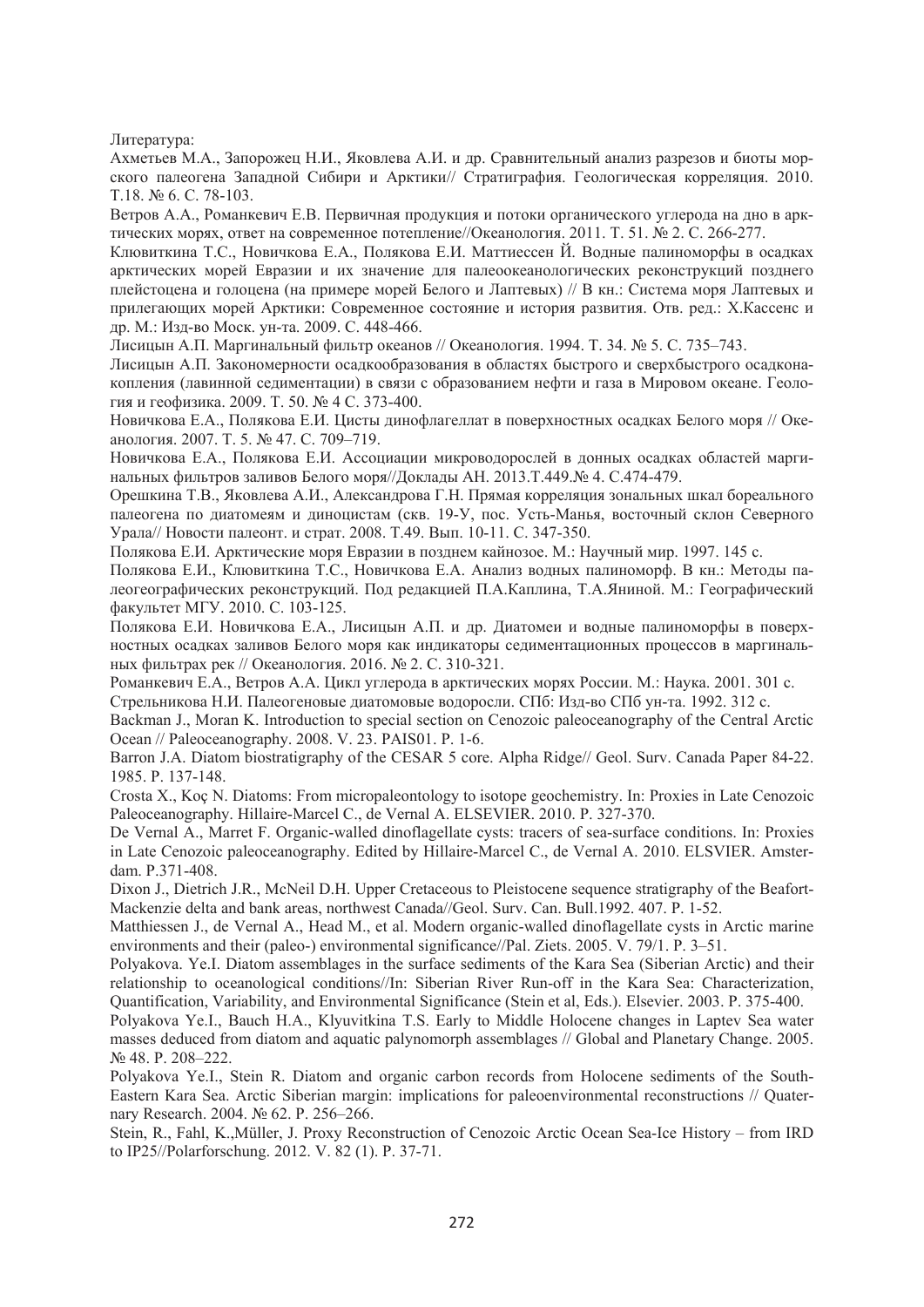Литература:

Ахметьев М.А., Запорожец Н.И., Яковлева А.И. и др. Сравнительный анализ разрезов и биоты морского палеогена Западной Сибири и Арктики// Стратиграфия. Геологическая корреляция. 2010. Т.18. № 6. С. 78-103.

Ветров А.А., Романкевич Е.В. Первичная продукция и потоки органического углерода на дно в арктических морях, ответ на современное потепление//Океанология. 2011. Т. 51. № 2. С. 266-277.

Клювиткина Т.С., Новичкова Е.А., Полякова Е.И. Маттиессен Й. Водные палиноморфы в осадках арктических морей Евразии и их значение для палеоокеанологических реконструкций позднего плейстоцена и голоцена (на примере морей Белого и Лаптевых) // В кн.: Система моря Лаптевых и прилегающих морей Арктики: Современное состояние и история развития. Отв. ред.: Х.Кассенс и др. М.: Изд-во Моск. ун-та. 2009. С. 448-466.

Лисицын А.П. Маргинальный фильтр океанов // Океанология. 1994. Т. 34. № 5. С. 735–743.

Лисицын А.П. Закономерности осадкообразования в областях быстрого и сверхбыстрого осадконакопления (лавинной седиментации) в связи с образованием нефти и газа в Мировом океане. Геология и геофизика. 2009. Т. 50. № 4 С. 373-400.

Новичкова Е.А., Полякова Е.И. Цисты динофлагеллат в поверхностных осадках Белого моря // Океанология. 2007. Т. 5. № 47. С. 709–719.

Новичкова Е.А., Полякова Е.И. Ассоциации микроводорослей в донных осадках областей маргинальных фильтров заливов Белого моря//Доклады АН. 2013.Т.449.№ 4. С.474-479.

Орешкина Т.В., Яковлева А.И., Александрова Г.Н. Прямая корреляция зональных шкал бореального палеогена по диатомеям и диноцистам (скв. 19-У, пос. Усть-Манья, восточный склон Северного Урала// Новости палеонт. и страт. 2008. Т.49. Вып. 10-11. С. 347-350.

Полякова Е.И. Арктические моря Евразии в позднем кайнозое. М.: Научный мир. 1997. 145 с.

Полякова Е.И., Клювиткина Т.С., Новичкова Е.А. Анализ водных палиноморф. В кн.: Методы палеогеографических реконструкций. Под редакцией П.А.Каплина, Т.А.Яниной. М.: Географический факультет МГУ. 2010. С. 103-125.

Полякова Е.И. Новичкова Е.А., Лисицын А.П. и др. Диатомеи и водные палиноморфы в поверхностных осадках заливов Белого моря как индикаторы седиментационных процессов в маргинальных фильтрах рек // Океанология. 2016. № 2. С. 310-321.

Романкевич Е.А., Ветров А.А. Цикл углерода в арктических морях России. М.: Наука. 2001. 301 с.

Стрельникова Н.И. Палеогеновые диатомовые водоросли. СПб: Изд-во СПб ун-та. 1992. 312 с.

Backman J., Moran K. Introduction to special section on Cenozoic paleoceanography of the Central Arctic Ocean // Paleoceanography. 2008. V. 23. PAIS01. P. 1-6.

Barron J.A. Diatom biostratigraphy of the CESAR 5 core. Alpha Ridge// Geol. Surv. Canada Paper 84-22. 1985. P. 137-148.

Crosta X., Koç N. Diatoms: From micropaleontology to isotope geochemistry. In: Proxies in Late Cenozoic Paleoceanography. Hillaire-Marcel C., de Vernal A. ELSEVIER. 2010. P. 327-370.

De Vernal A., Marret F. Organic-walled dinoflagellate cysts: tracers of sea-surface conditions. In: Proxies in Late Cenozoic paleoceanography. Edited by Hillaire-Marcel C., de Vernal A. 2010. ELSVIER. Amsterdam. P.371-408.

Dixon J., Dietrich J.R., McNeil D.H. Upper Cretaceous to Pleistocene sequence stratigraphy of the Beafort-Mackenzie delta and bank areas, northwest Canada//Geol. Surv. Can. Bull.1992. 407. P. 1-52.

Matthiessen J., de Vernal A., Head M., et al. Modern organic-walled dinoflagellate cysts in Arctic marine environments and their (paleo-) environmental significance//Pal. Ziets. 2005. V. 79/1. P. 3–51.

Polyakova. Ye.I. Diatom assemblages in the surface sediments of the Kara Sea (Siberian Arctic) and their relationship to oceanological conditions//In: Siberian River Run-off in the Kara Sea: Characterization, Quantification, Variability, and Environmental Significance (Stein et al, Eds.). Elsevier. 2003. P. 375-400.

Polyakova Ye.I., Bauch H.A., Klyuvitkina T.S. Early to Middle Holocene changes in Laptev Sea water masses deduced from diatom and aquatic palynomorph assemblages // Global and Planetary Change. 2005. № 48. P. 208–222.

Polyakova Ye.I., Stein R. Diatom and organic carbon records from Holocene sediments of the South-Eastern Kara Sea. Arctic Siberian margin: implications for paleoenvironmental reconstructions // Quaternary Research. 2004. № 62. P. 256–266.

Stein, R., Fahl, K.,Müller, J. Proxy Reconstruction of Cenozoic Arctic Ocean Sea-Ice History – from IRD to IP25//Polarforschung. 2012. V. 82 (1). P. 37-71.